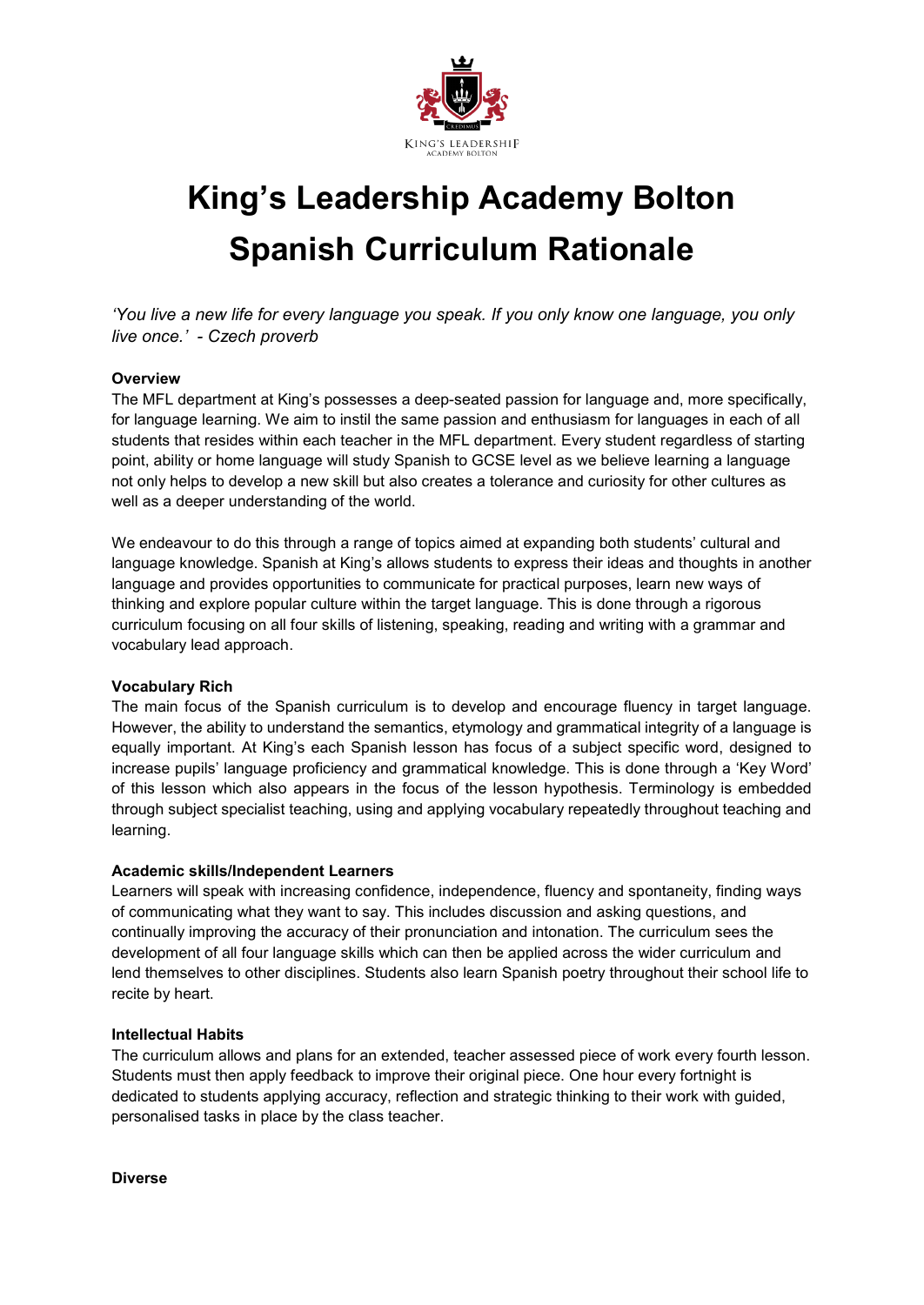# King's Leadership Academy Bolton
# Spanish Curriculum Rationale

*'You live a new life for every language you speak. If you only know one language, you only live once.' - Czech proverb*

**Overview**

The MFL department at King's possesses a deep-seated passion for language and, more specifically, for language learning. We aim to instil the same passion and enthusiasm for languages in each of all students that resides within each teacher in the MFL department. Every student regardless of starting point, ability or home language will study Spanish to GCSE level as we believe learning a language not only helps to develop a new skill but also creates a tolerance and curiosity for other cultures as well as a deeper understanding of the world.

We endeavour to do this through a range of topics aimed at expanding both students' cultural and language knowledge. Spanish at King's allows students to express their ideas and thoughts in another language and provides opportunities to communicate for practical purposes, learn new ways of thinking and explore popular culture within the target language. This is done through a rigorous curriculum focusing on all four skills of listening, speaking, reading and writing with a grammar and vocabulary lead approach.

**Vocabulary Rich**

The main focus of the Spanish curriculum is to develop and encourage fluency in target language. However, the ability to understand the semantics, etymology and grammatical integrity of a language is equally important. At King's each Spanish lesson has focus of a subject specific word, designed to increase pupils' language proficiency and grammatical knowledge. This is done through a 'Key Word' of this lesson which also appears in the focus of the lesson hypothesis. Terminology is embedded through subject specialist teaching, using and applying vocabulary repeatedly throughout teaching and learning.

**Academic skills/Independent Learners**

Learners will speak with increasing confidence, independence, fluency and spontaneity, finding ways of communicating what they want to say. This includes discussion and asking questions, and continually improving the accuracy of their pronunciation and intonation. The curriculum sees the development of all four language skills which can then be applied across the wider curriculum and lend themselves to other disciplines. Students also learn Spanish poetry throughout their school life to recite by heart.

**Intellectual Habits**

The curriculum allows and plans for an extended, teacher assessed piece of work every fourth lesson. Students must then apply feedback to improve their original piece. One hour every fortnight is dedicated to students applying accuracy, reflection and strategic thinking to their work with guided, personalised tasks in place by the class teacher.

**Diverse**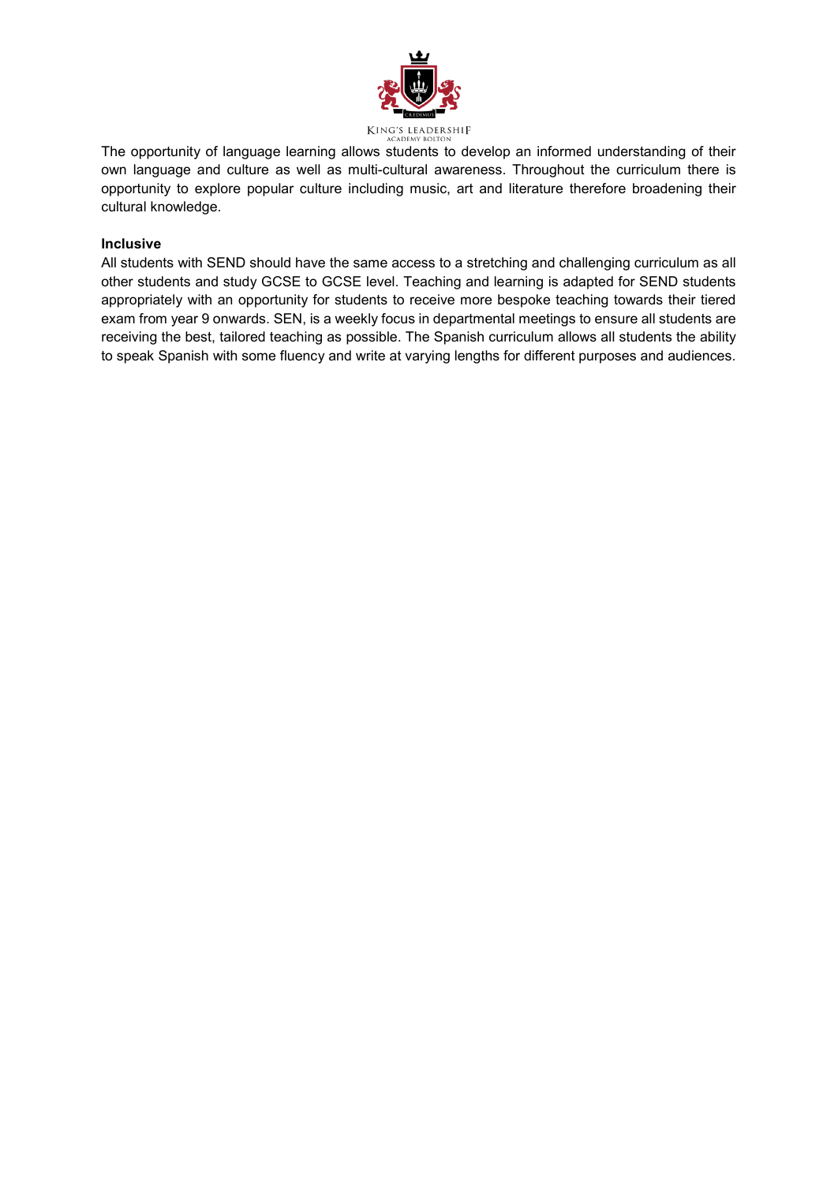The opportunity of language learning allows students to develop an informed understanding of their own language and culture as well as multi-cultural awareness. Throughout the curriculum there is opportunity to explore popular culture including music, art and literature therefore broadening their cultural knowledge.

**Inclusive**

All students with SEND should have the same access to a stretching and challenging curriculum as all other students and study GCSE to GCSE level. Teaching and learning is adapted for SEND students appropriately with an opportunity for students to receive more bespoke teaching towards their tiered exam from year 9 onwards. SEN, is a weekly focus in departmental meetings to ensure all students are receiving the best, tailored teaching as possible. The Spanish curriculum allows all students the ability to speak Spanish with some fluency and write at varying lengths for different purposes and audiences.